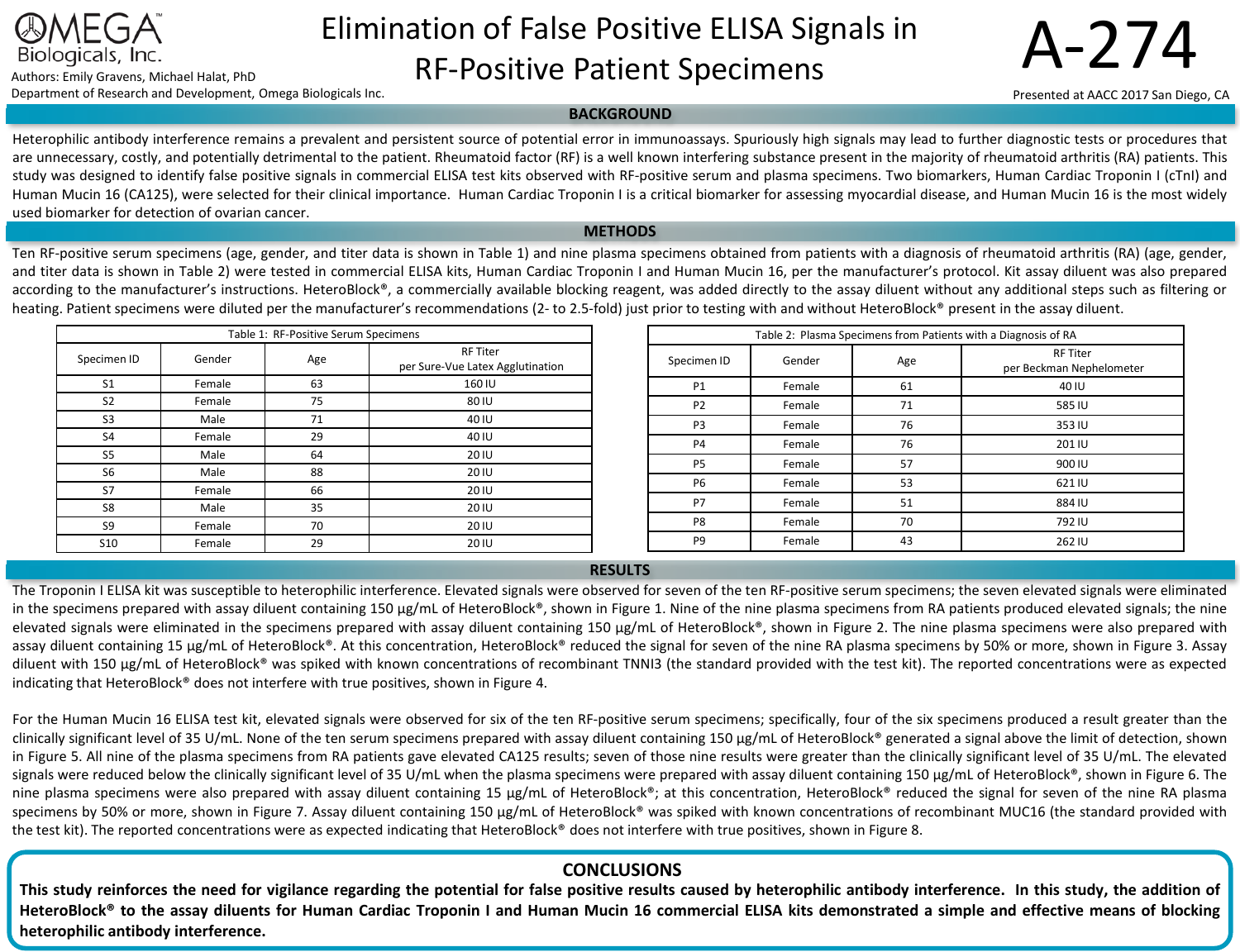# Elimination of False Positive ELISA Signals in RF-Positive Patient Specimens

OMEGA Biologicals, Inc.

Authors: Emily Gravens, Michael Halat, PhD

Department of Research and Development, Omega Biologicals Inc.

**A-274**

Presented at AACC 2017 San Diego, CA

## BACKGROUND

Heterophilic antibody interference remains a prevalent and persistent source of potential error in immunoassays. Spuriously high signals may lead to further diagnostic tests or procedures that are unnecessary, costly, and potentially detrimental to the patient. Rheumatoid factor (RF) is a well known interfering substance present in the majority of rheumatoid arthritis (RA) patients. This study was designed to identify false positive signals in commercial ELISA test kits observed with RF-positive serum and plasma specimens. Two biomarkers, Human Cardiac Troponin I (cTnI) and Human Mucin 16 (CA125), were selected for their clinical importance. Human Cardiac Troponin I is a critical biomarker for assessing myocardial disease, and Human Mucin 16 is the most widely used biomarker for detection of ovarian cancer.

## METHODS

Ten RF-positive serum specimens (age, gender, and titer data is shown in Table 1) and nine plasma specimens obtained from patients with a diagnosis of rheumatoid arthritis (RA) (age, gender, and titer data is shown in Table 2) were tested in commercial ELISA kits, Human Cardiac Troponin I and Human Mucin 16, per the manufacturer's protocol. Kit assay diluent was also prepared according to the manufacturer's instructions. HeteroBlock®, a commercially available blocking reagent, was added directly to the assay diluent without any additional steps such as filtering or heating. Patient specimens were diluted per the manufacturer's recommendations (2- to 2.5-fold) just prior to testing with and without HeteroBlock® present in the assay diluent.

Table 1: RF-Positive Serum Specimens

| Specimen ID | Gender | Age | RF Titer per Sure-Vue Latex Agglutination |
|---|---|---|---|
| S1 | Female | 63 | 160 IU |
| S2 | Female | 75 | 80 IU |
| S3 | Male | 71 | 40 IU |
| S4 | Female | 29 | 40 IU |
| S5 | Male | 64 | 20 IU |
| S6 | Male | 88 | 20 IU |
| S7 | Female | 66 | 20 IU |
| S8 | Male | 35 | 20 IU |
| S9 | Female | 70 | 20 IU |
| S10 | Female | 29 | 20 IU |

Table 2: Plasma Specimens from Patients with a Diagnosis of RA

| Specimen ID | Gender | Age | RF Titer per Beckman Nephelometer |
|---|---|---|---|
| P1 | Female | 61 | 40 IU |
| P2 | Female | 71 | 585 IU |
| P3 | Female | 76 | 353 IU |
| P4 | Female | 76 | 201 IU |
| P5 | Female | 57 | 900 IU |
| P6 | Female | 53 | 621 IU |
| P7 | Female | 51 | 884 IU |
| P8 | Female | 70 | 792 IU |
| P9 | Female | 43 | 262 IU |

## RESULTS

The Troponin I ELISA kit was susceptible to heterophilic interference. Elevated signals were observed for seven of the ten RF-positive serum specimens; the seven elevated signals were eliminated in the specimens prepared with assay diluent containing 150 µg/mL of HeteroBlock®, shown in Figure 1. Nine of the nine plasma specimens from RA patients produced elevated signals; the nine elevated signals were eliminated in the specimens prepared with assay diluent containing 150 µg/mL of HeteroBlock®, shown in Figure 2. The nine plasma specimens were also prepared with assay diluent containing 15 µg/mL of HeteroBlock®. At this concentration, HeteroBlock® reduced the signal for seven of the nine RA plasma specimens by 50% or more, shown in Figure 3. Assay diluent with 150 µg/mL of HeteroBlock® was spiked with known concentrations of recombinant TNNI3 (the standard provided with the test kit). The reported concentrations were as expected indicating that HeteroBlock® does not interfere with true positives, shown in Figure 4.

For the Human Mucin 16 ELISA test kit, elevated signals were observed for six of the ten RF-positive serum specimens; specifically, four of the six specimens produced a result greater than the clinically significant level of 35 U/mL. None of the ten serum specimens prepared with assay diluent containing 150 µg/mL of HeteroBlock® generated a signal above the limit of detection, shown in Figure 5. All nine of the plasma specimens from RA patients gave elevated CA125 results; seven of those nine results were greater than the clinically significant level of 35 U/mL. The elevated signals were reduced below the clinically significant level of 35 U/mL when the plasma specimens were prepared with assay diluent containing 150 µg/mL of HeteroBlock®, shown in Figure 6. The nine plasma specimens were also prepared with assay diluent containing 15 µg/mL of HeteroBlock®; at this concentration, HeteroBlock® reduced the signal for seven of the nine RA plasma specimens by 50% or more, shown in Figure 7. Assay diluent containing 150 µg/mL of HeteroBlock® was spiked with known concentrations of recombinant MUC16 (the standard provided with the test kit). The reported concentrations were as expected indicating that HeteroBlock® does not interfere with true positives, shown in Figure 8.

## CONCLUSIONS

**This study reinforces the need for vigilance regarding the potential for false positive results caused by heterophilic antibody interference. In this study, the addition of HeteroBlock® to the assay diluents for Human Cardiac Troponin I and Human Mucin 16 commercial ELISA kits demonstrated a simple and effective means of blocking heterophilic antibody interference.**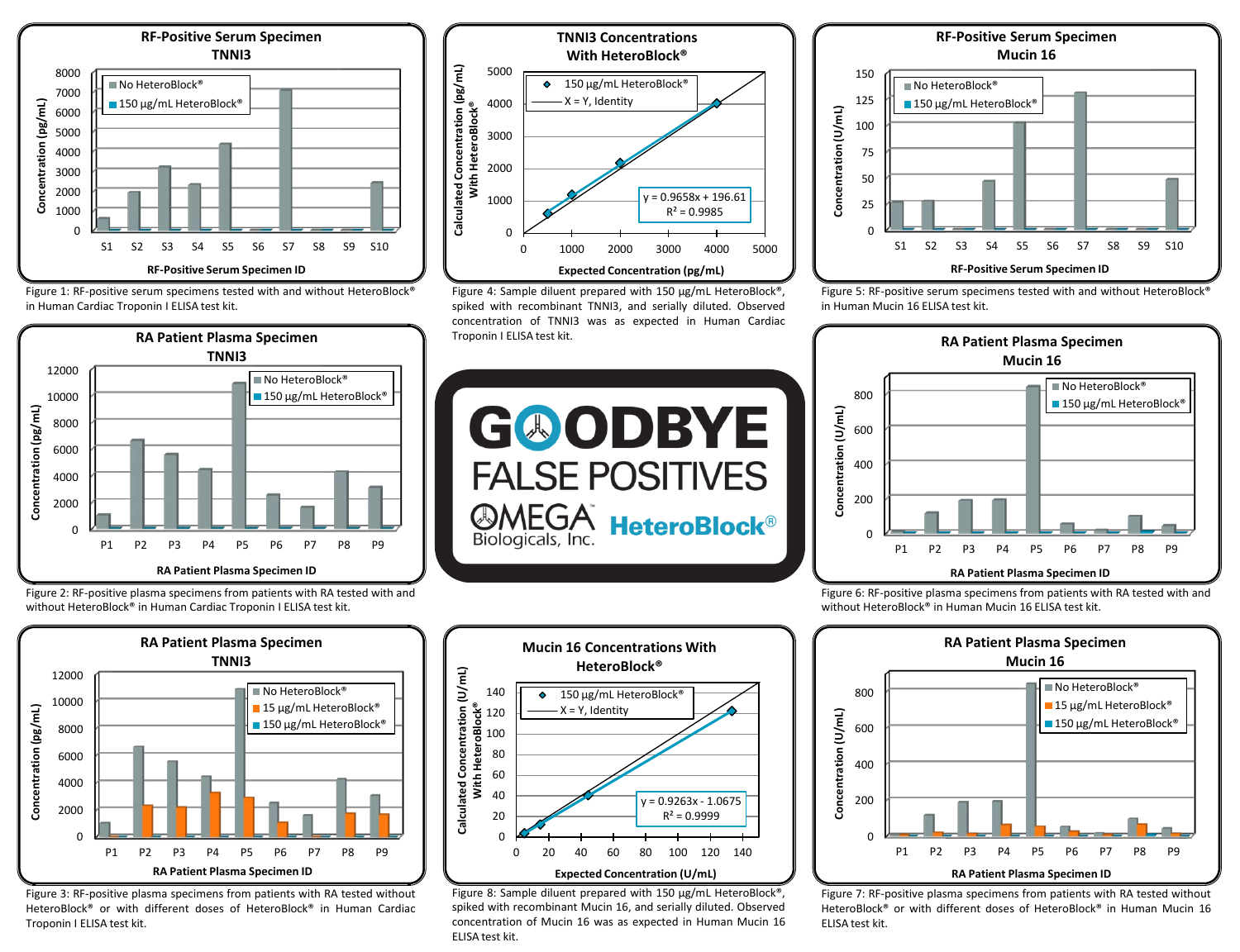RF-Positive Serum Specimen
TNNI3

8000
7000
6000
5000
4000
3000
2000
1000
0

Concentration (pg/mL)

No HeteroBlock®
150 µg/mL HeteroBlock®

S1 S2 S3 S4 S5 S6 S7 S8 S9 S10

RF-Positive Serum Specimen ID

Figure 1: RF-positive serum specimens tested with and without HeteroBlock® in Human Cardiac Troponin I ELISA test kit.

TNNI3 Concentrations
With HeteroBlock®

5000
4000
3000
2000
1000
0

Calculated Concentration (pg/mL) With HeteroBlock®

150 µg/mL HeteroBlock®
X = Y, Identity

$y = 0.9658x + 196.61$
$R^2 = 0.9985$

0 1000 2000 3000 4000 5000

Expected Concentration (pg/mL)

Figure 4: Sample diluent prepared with 150 µg/mL HeteroBlock®, spiked with recombinant TNNI3, and serially diluted. Observed concentration of TNNI3 was as expected in Human Cardiac Troponin I ELISA test kit.

RF-Positive Serum Specimen
Mucin 16

150
125
100
75
50
25
0

Concentration (U/mL)

No HeteroBlock®
150 µg/mL HeteroBlock®

S1 S2 S3 S4 S5 S6 S7 S8 S9 S10

RF-Positive Serum Specimen ID

Figure 5: RF-positive serum specimens tested with and without HeteroBlock® in Human Mucin 16 ELISA test kit.

RA Patient Plasma Specimen
TNNI3

12000
10000
8000
6000
4000
2000
0

Concentration (pg/mL)

No HeteroBlock®
150 µg/mL HeteroBlock®

P1 P2 P3 P4 P5 P6 P7 P8 P9

RA Patient Plasma Specimen ID

Figure 2: RF-positive plasma specimens from patients with RA tested with and without HeteroBlock® in Human Cardiac Troponin I ELISA test kit.

GOODBYE
FALSE POSITIVES
OMEGA Biologicals, Inc.
HeteroBlock®

RA Patient Plasma Specimen
Mucin 16

800
600
400
200
0

Concentration (U/mL)

No HeteroBlock®
150 µg/mL HeteroBlock®

P1 P2 P3 P4 P5 P6 P7 P8 P9

RA Patient Plasma Specimen ID

Figure 6: RF-positive plasma specimens from patients with RA tested with and without HeteroBlock® in Human Mucin 16 ELISA test kit.

RA Patient Plasma Specimen
TNNI3

12000
10000
8000
6000
4000
2000
0

Concentration (pg/mL)

No HeteroBlock®
15 µg/mL HeteroBlock®
150 µg/mL HeteroBlock®

P1 P2 P3 P4 P5 P6 P7 P8 P9

RA Patient Plasma Specimen ID

Figure 3: RF-positive plasma specimens from patients with RA tested without HeteroBlock® or with different doses of HeteroBlock® in Human Cardiac Troponin I ELISA test kit.

Mucin 16 Concentrations With
HeteroBlock®

140
120
100
80
60
40
20
0

Calculated Concentration (U/mL) With HeteroBlock®

150 µg/mL HeteroBlock®
X = Y, Identity

$y = 0.9263x - 1.0675$
$R^2 = 0.9999$

0 20 40 60 80 100 120 140

Expected Concentration (U/mL)

Figure 8: Sample diluent prepared with 150 µg/mL HeteroBlock®, spiked with recombinant Mucin 16, and serially diluted. Observed concentration of Mucin 16 was as expected in Human Mucin 16 ELISA test kit.

RA Patient Plasma Specimen
Mucin 16

800
600
400
200
0

Concentration (U/mL)

No HeteroBlock®
15 µg/mL HeteroBlock®
150 µg/mL HeteroBlock®

P1 P2 P3 P4 P5 P6 P7 P8 P9

RA Patient Plasma Specimen ID

Figure 7: RF-positive plasma specimens from patients with RA tested without HeteroBlock® or with different doses of HeteroBlock® in Human Mucin 16 ELISA test kit.